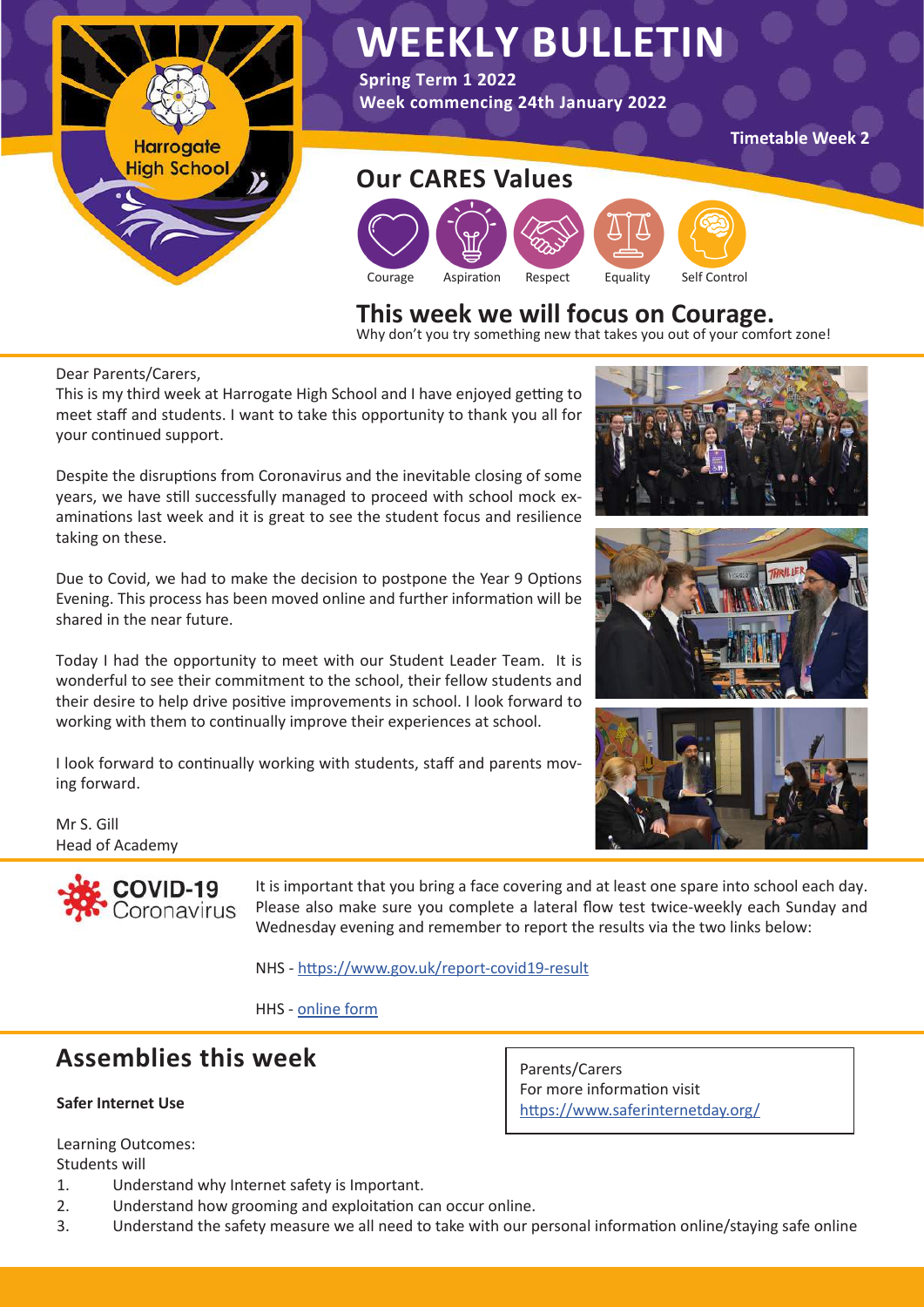# WEEKLY BULLETIN

**Spring Term 1 2022**
**Week commencing 24th January 2022**

**Timetable Week 2**

Harrogate High School

## Our CARES Values

Courage | Aspiration | Respect | Equality | Self Control

## This week we will focus on Courage.

Why don't you try something new that takes you out of your comfort zone!

Dear Parents/Carers,

This is my third week at Harrogate High School and I have enjoyed getting to meet staff and students. I want to take this opportunity to thank you all for your continued support.

Despite the disruptions from Coronavirus and the inevitable closing of some years, we have still successfully managed to proceed with school mock examinations last week and it is great to see the student focus and resilience taking on these.

Due to Covid, we had to make the decision to postpone the Year 9 Options Evening. This process has been moved online and further information will be shared in the near future.

Today I had the opportunity to meet with our Student Leader Team. It is wonderful to see their commitment to the school, their fellow students and their desire to help drive positive improvements in school. I look forward to working with them to continually improve their experiences at school.

I look forward to continually working with students, staff and parents moving forward.

Mr S. Gill
Head of Academy

**COVID-19** Coronavirus

It is important that you bring a face covering and at least one spare into school each day. Please also make sure you complete a lateral flow test twice-weekly each Sunday and Wednesday evening and remember to report the results via the two links below:

NHS - https://www.gov.uk/report-covid19-result

HHS - online form

## Assemblies this week

**Safer Internet Use**

Learning Outcomes:
Students will

1. Understand why Internet safety is Important.
2. Understand how grooming and exploitation can occur online.
3. Understand the safety measure we all need to take with our personal information online/staying safe online

Parents/Carers
For more information visit
https://www.saferinternetday.org/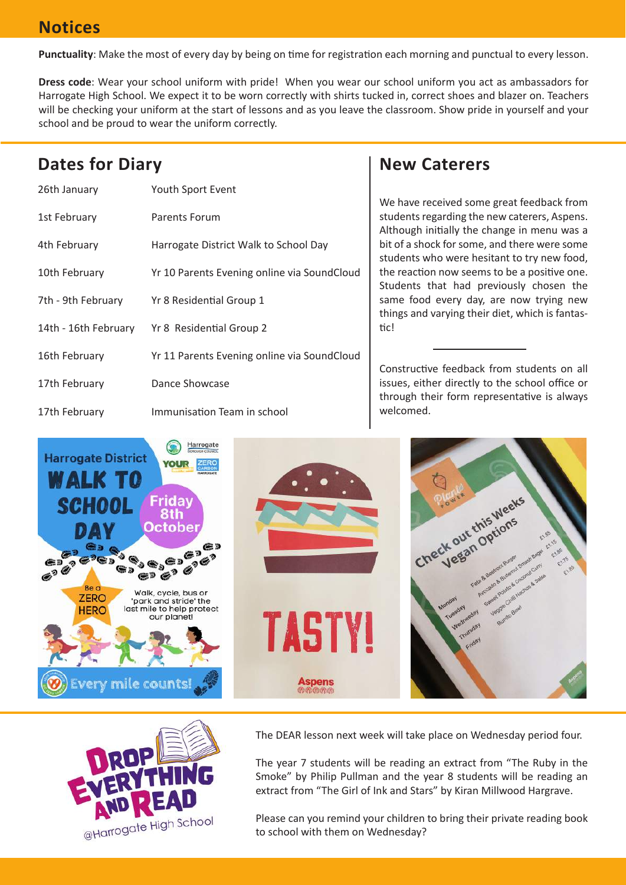## Notices

**Punctuality**: Make the most of every day by being on time for registration each morning and punctual to every lesson.

**Dress code**: Wear your school uniform with pride! When you wear our school uniform you act as ambassadors for Harrogate High School. We expect it to be worn correctly with shirts tucked in, correct shoes and blazer on. Teachers will be checking your uniform at the start of lessons and as you leave the classroom. Show pride in yourself and your school and be proud to wear the uniform correctly.

## Dates for Diary

| | |
|---|---|
| 26th January | Youth Sport Event |
| 1st February | Parents Forum |
| 4th February | Harrogate District Walk to School Day |
| 10th February | Yr 10 Parents Evening online via SoundCloud |
| 7th - 9th February | Yr 8 Residential Group 1 |
| 14th - 16th February | Yr 8 Residential Group 2 |
| 16th February | Yr 11 Parents Evening online via SoundCloud |
| 17th February | Dance Showcase |
| 17th February | Immunisation Team in school |

## New Caterers

We have received some great feedback from students regarding the new caterers, Aspens. Although initially the change in menu was a bit of a shock for some, and there were some students who were hesitant to try new food, the reaction now seems to be a positive one. Students that had previously chosen the same food every day, are now trying new things and varying their diet, which is fantastic!

---

Constructive feedback from students on all issues, either directly to the school office or through their form representative is always welcomed.

The DEAR lesson next week will take place on Wednesday period four.

The year 7 students will be reading an extract from "The Ruby in the Smoke" by Philip Pullman and the year 8 students will be reading an extract from "The Girl of Ink and Stars" by Kiran Millwood Hargrave.

Please can you remind your children to bring their private reading book to school with them on Wednesday?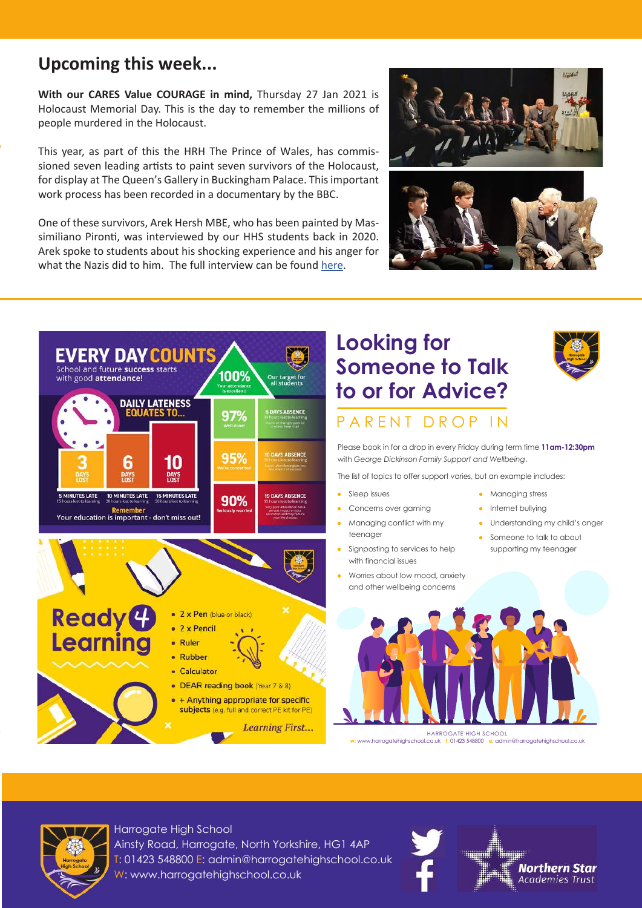## Upcoming this week...

**With our CARES Value COURAGE in mind,** Thursday 27 Jan 2021 is Holocaust Memorial Day. This is the day to remember the millions of people murdered in the Holocaust.

This year, as part of this the HRH The Prince of Wales, has commissioned seven leading artists to paint seven survivors of the Holocaust, for display at The Queen's Gallery in Buckingham Palace. This important work process has been recorded in a documentary by the BBC.

One of these survivors, Arek Hersh MBE, who has been painted by Massimiliano Pironti, was interviewed by our HHS students back in 2020. Arek spoke to students about his shocking experience and his anger for what the Nazis did to him. The full interview can be found here.

## EVERY DAY COUNTS

School and future **success** starts with good **attendance!**

**DAILY LATENESS EQUATES TO...**

- **3 DAYS LOST** — 5 MINUTES LATE (15 hours lost to learning)
- **6 DAYS LOST** — 10 MINUTES LATE (30 hours lost to learning)
- **10 DAYS LOST** — 15 MINUTES LATE (50 hours lost to learning)

**Remember** Your education is important - don't miss out!

- **100%** Your attendance is excellent — Our target for all students
- **97%** Well done! — 6 DAYS ABSENCE (30 hours lost to learning)
- **95%** We're concerned — 10 DAYS ABSENCE (50 hours lost to learning)
- **90%** Seriously worried — 19 DAYS ABSENCE (95 hours lost to learning)

## Ready 4 Learning

- 2 x Pen (blue or black)
- 2 x Pencil
- Ruler
- Rubber
- Calculator
- DEAR reading book (Year 7 & 8)
- + Anything appropriate for specific subjects (e.g. full and correct PE kit for PE)

*Learning First...*

## Looking for Someone to Talk to or for Advice?

### PARENT DROP IN

Please book in for a drop in every Friday during term time **11am-12:30pm** with *George Dickinson Family Support and Wellbeing*.

The list of topics to offer support varies, but an example includes:

- Sleep issues
- Concerns over gaming
- Managing conflict with my teenager
- Signposting to services to help with financial issues
- Worries about low mood, anxiety and other wellbeing concerns
- Managing stress
- Internet bullying
- Understanding my child's anger
- Someone to talk to about supporting my teenager

HARROGATE HIGH SCHOOL
w: www.harrogatehighschool.co.uk t: 01423 548800 e: admin@harrogatehighschool.co.uk

Harrogate High School
Ainsty Road, Harrogate, North Yorkshire, HG1 4AP
T: 01423 548800 E: admin@harrogatehighschool.co.uk
W: www.harrogatehighschool.co.uk

Northern Star Academies Trust